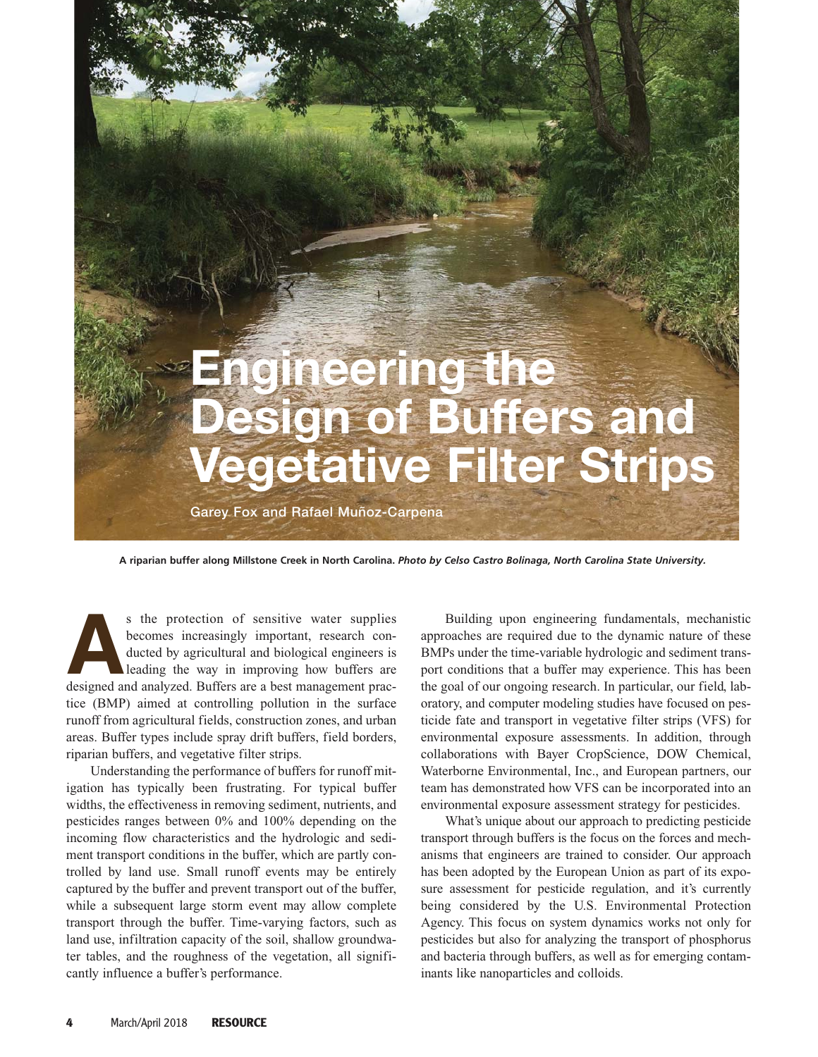# Engineering the Design of Buffers and Vegetative Filter Strips

Garey Fox and Rafael Muñoz-Carpena

A riparian buffer along Millstone Creek in North Carolina. *Photo by Celso Castro Bolinaga, North Carolina State University.*

As the protection of sensitive water supplies becomes increasingly important, research conducted by agricultural and biological engineers is leading the way in improving how buffers are designed and analyzed. Buffers are a best management practice (BMP) aimed at controlling pollution in the surface runoff from agricultural fields, construction zones, and urban areas. Buffer types include spray drift buffers, field borders, riparian buffers, and vegetative filter strips.

Understanding the performance of buffers for runoff mitigation has typically been frustrating. For typical buffer widths, the effectiveness in removing sediment, nutrients, and pesticides ranges between 0% and 100% depending on the incoming flow characteristics and the hydrologic and sediment transport conditions in the buffer, which are partly controlled by land use. Small runoff events may be entirely captured by the buffer and prevent transport out of the buffer, while a subsequent large storm event may allow complete transport through the buffer. Time-varying factors, such as land use, infiltration capacity of the soil, shallow groundwater tables, and the roughness of the vegetation, all significantly influence a buffer's performance.

Building upon engineering fundamentals, mechanistic approaches are required due to the dynamic nature of these BMPs under the time-variable hydrologic and sediment transport conditions that a buffer may experience. This has been the goal of our ongoing research. In particular, our field, laboratory, and computer modeling studies have focused on pesticide fate and transport in vegetative filter strips (VFS) for environmental exposure assessments. In addition, through collaborations with Bayer CropScience, DOW Chemical, Waterborne Environmental, Inc., and European partners, our team has demonstrated how VFS can be incorporated into an environmental exposure assessment strategy for pesticides.

What's unique about our approach to predicting pesticide transport through buffers is the focus on the forces and mechanisms that engineers are trained to consider. Our approach has been adopted by the European Union as part of its exposure assessment for pesticide regulation, and it's currently being considered by the U.S. Environmental Protection Agency. This focus on system dynamics works not only for pesticides but also for analyzing the transport of phosphorus and bacteria through buffers, as well as for emerging contaminants like nanoparticles and colloids.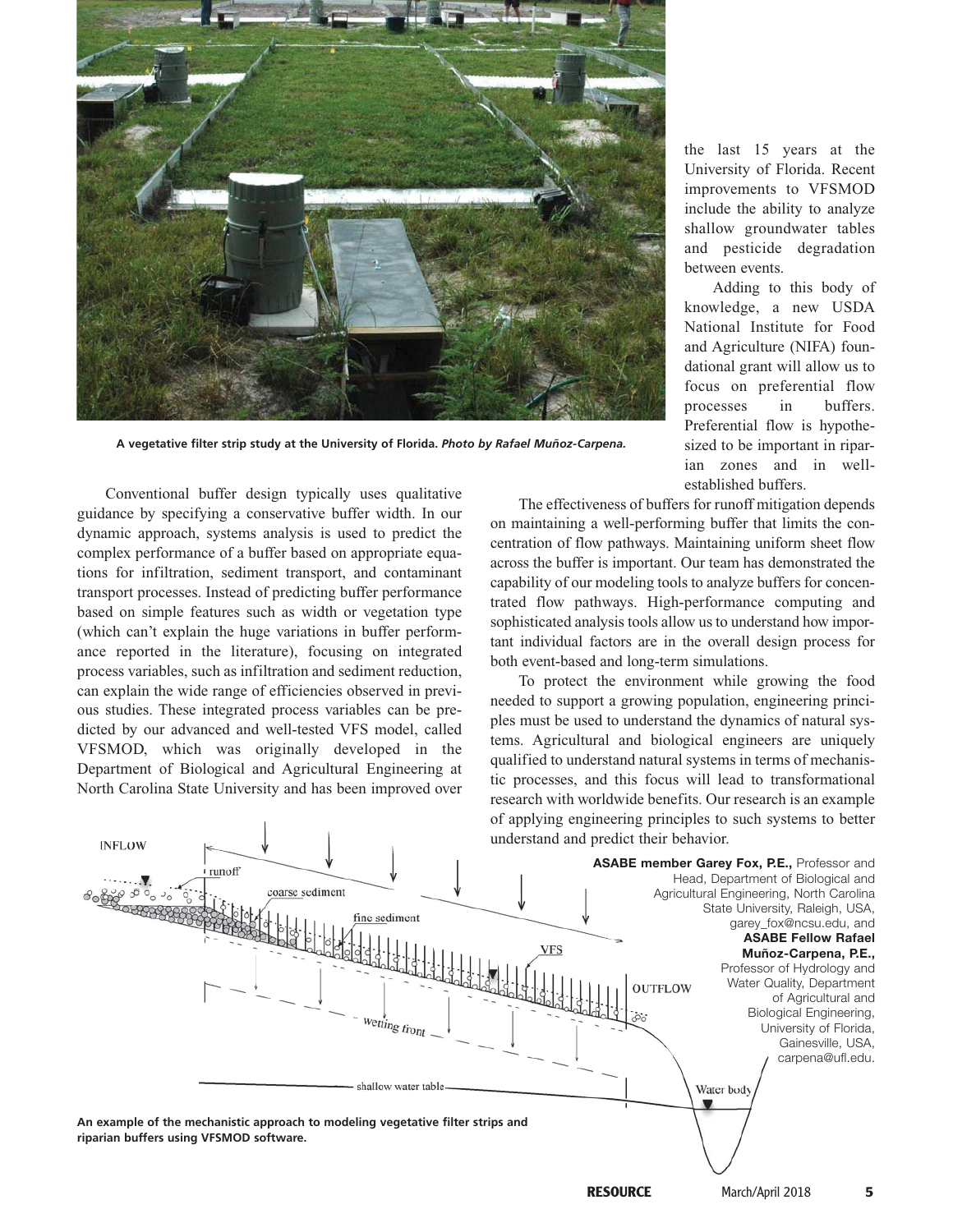A vegetative filter strip study at the University of Florida. *Photo by Rafael Muñoz-Carpena.*

Conventional buffer design typically uses qualitative guidance by specifying a conservative buffer width. In our dynamic approach, systems analysis is used to predict the complex performance of a buffer based on appropriate equations for infiltration, sediment transport, and contaminant transport processes. Instead of predicting buffer performance based on simple features such as width or vegetation type (which can't explain the huge variations in buffer performance reported in the literature), focusing on integrated process variables, such as infiltration and sediment reduction, can explain the wide range of efficiencies observed in previous studies. These integrated process variables can be predicted by our advanced and well-tested VFS model, called VFSMOD, which was originally developed in the Department of Biological and Agricultural Engineering at North Carolina State University and has been improved over the last 15 years at the University of Florida. Recent improvements to VFSMOD include the ability to analyze shallow groundwater tables and pesticide degradation between events.

Adding to this body of knowledge, a new USDA National Institute for Food and Agriculture (NIFA) foundational grant will allow us to focus on preferential flow processes in buffers. Preferential flow is hypothesized to be important in riparian zones and in well-established buffers.

The effectiveness of buffers for runoff mitigation depends on maintaining a well-performing buffer that limits the concentration of flow pathways. Maintaining uniform sheet flow across the buffer is important. Our team has demonstrated the capability of our modeling tools to analyze buffers for concentrated flow pathways. High-performance computing and sophisticated analysis tools allow us to understand how important individual factors are in the overall design process for both event-based and long-term simulations.

To protect the environment while growing the food needed to support a growing population, engineering principles must be used to understand the dynamics of natural systems. Agricultural and biological engineers are uniquely qualified to understand natural systems in terms of mechanistic processes, and this focus will lead to transformational research with worldwide benefits. Our research is an example of applying engineering principles to such systems to better understand and predict their behavior.

**ASABE member Garey Fox, P.E.,** Professor and Head, Department of Biological and Agricultural Engineering, North Carolina State University, Raleigh, USA, garey_fox@ncsu.edu, and **ASABE Fellow Rafael Muñoz-Carpena, P.E.,** Professor of Hydrology and Water Quality, Department of Agricultural and Biological Engineering, University of Florida, Gainesville, USA, carpena@ufl.edu.

INFLOW

runoff

coarse sediment

fine sediment

VFS

OUTFLOW

wetting front

shallow water table

Water body

An example of the mechanistic approach to modeling vegetative filter strips and riparian buffers using VFSMOD software.